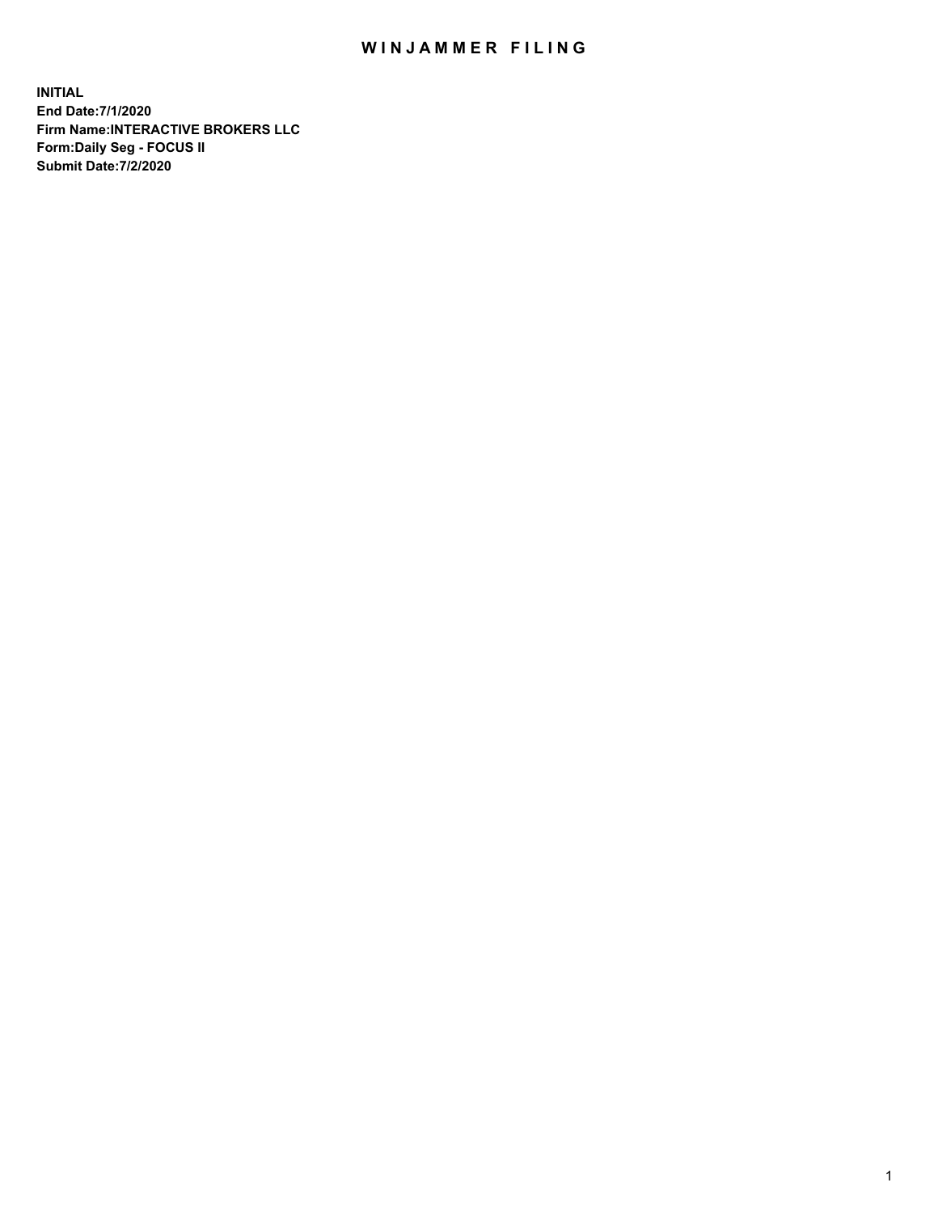# WINJAMMER FILING

**INITIAL**
**End Date:7/1/2020**
**Firm Name:INTERACTIVE BROKERS LLC**
**Form:Daily Seg - FOCUS II**
**Submit Date:7/2/2020**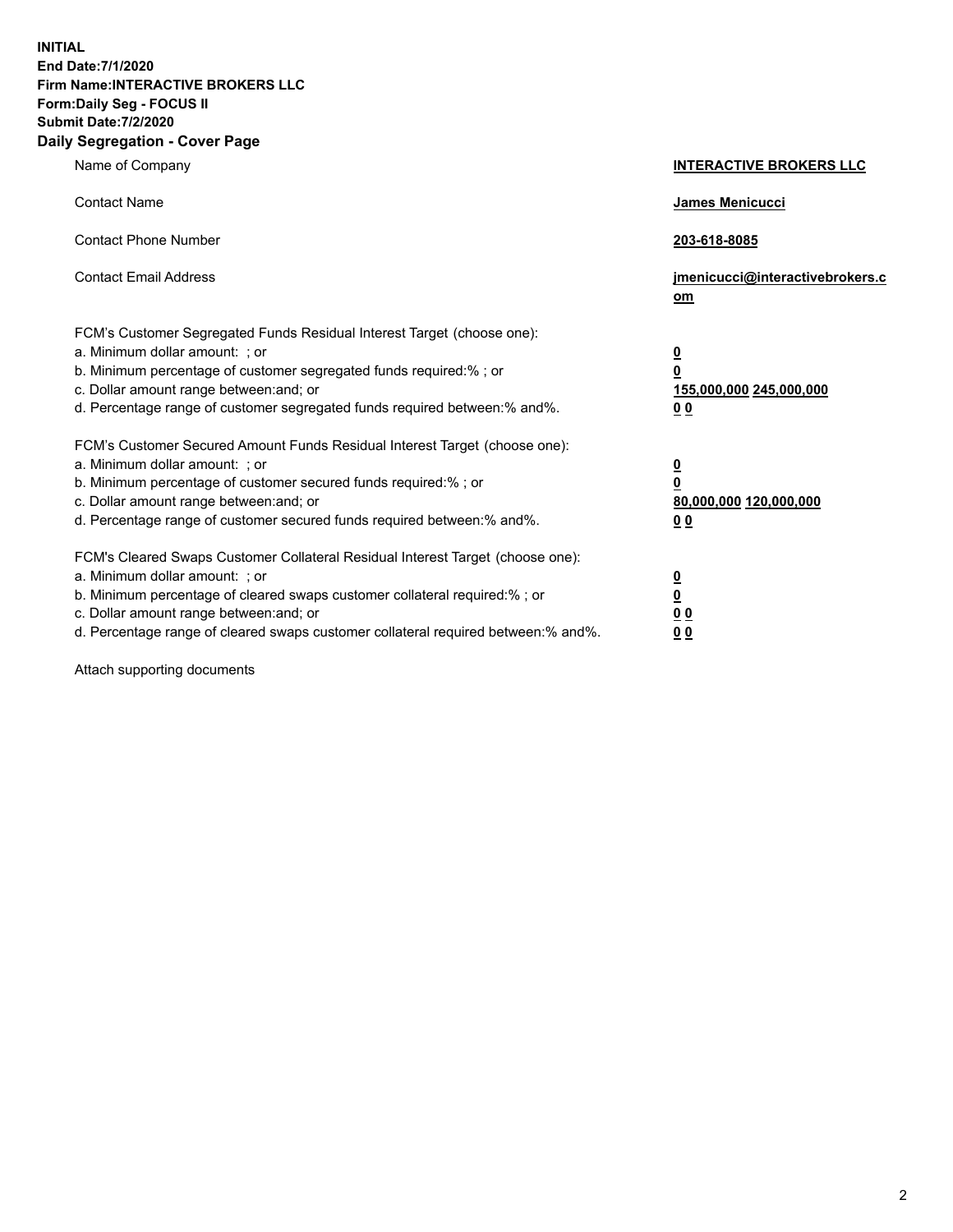**INITIAL**
**End Date:7/1/2020**
**Firm Name:INTERACTIVE BROKERS LLC**
**Form:Daily Seg - FOCUS II**
**Submit Date:7/2/2020**
**Daily Segregation - Cover Page**

| | |
|---|---|
| Name of Company | **INTERACTIVE BROKERS LLC** |
| Contact Name | **James Menicucci** |
| Contact Phone Number | **203-618-8085** |
| Contact Email Address | **jmenicucci@interactivebrokers.com** |
| FCM's Customer Segregated Funds Residual Interest Target (choose one): | |
| a. Minimum dollar amount: ; or | **0** |
| b. Minimum percentage of customer segregated funds required:% ; or | **0** |
| c. Dollar amount range between:and; or | **155,000,000 245,000,000** |
| d. Percentage range of customer segregated funds required between:% and%. | **0 0** |
| FCM's Customer Secured Amount Funds Residual Interest Target (choose one): | |
| a. Minimum dollar amount: ; or | **0** |
| b. Minimum percentage of customer secured funds required:% ; or | **0** |
| c. Dollar amount range between:and; or | **80,000,000 120,000,000** |
| d. Percentage range of customer secured funds required between:% and%. | **0 0** |
| FCM's Cleared Swaps Customer Collateral Residual Interest Target (choose one): | |
| a. Minimum dollar amount: ; or | **0** |
| b. Minimum percentage of cleared swaps customer collateral required:% ; or | **0** |
| c. Dollar amount range between:and; or | **0 0** |
| d. Percentage range of cleared swaps customer collateral required between:% and%. | **0 0** |

Attach supporting documents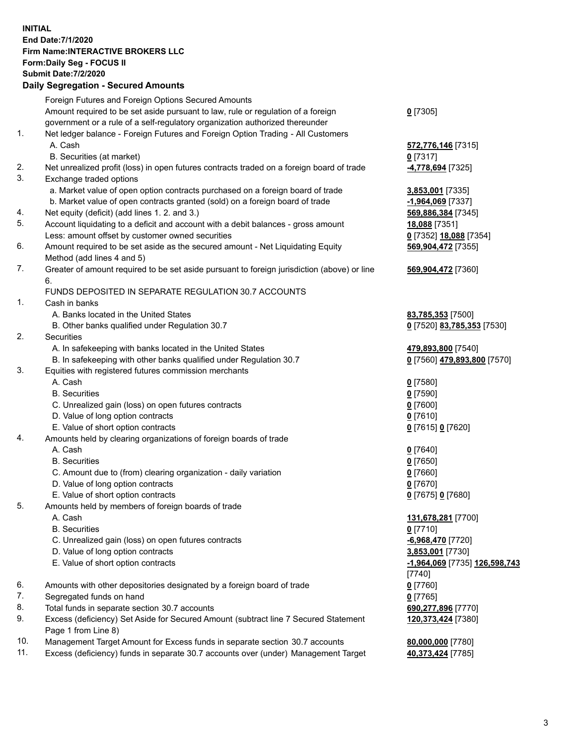**INITIAL**
**End Date:7/1/2020**
**Firm Name:INTERACTIVE BROKERS LLC**
**Form:Daily Seg - FOCUS II**
**Submit Date:7/2/2020**

## Daily Segregation - Secured Amounts

| | | |
|---|---|---|
| | Foreign Futures and Foreign Options Secured Amounts | |
| | Amount required to be set aside pursuant to law, rule or regulation of a foreign government or a rule of a self-regulatory organization authorized thereunder | **0** [7305] |
| 1. | Net ledger balance - Foreign Futures and Foreign Option Trading - All Customers | |
| | A. Cash | **572,776,146** [7315] |
| | B. Securities (at market) | **0** [7317] |
| 2. | Net unrealized profit (loss) in open futures contracts traded on a foreign board of trade | **-4,778,694** [7325] |
| 3. | Exchange traded options | |
| | a. Market value of open option contracts purchased on a foreign board of trade | **3,853,001** [7335] |
| | b. Market value of open contracts granted (sold) on a foreign board of trade | **-1,964,069** [7337] |
| 4. | Net equity (deficit) (add lines 1. 2. and 3.) | **569,886,384** [7345] |
| 5. | Account liquidating to a deficit and account with a debit balances - gross amount | **18,088** [7351] |
| | Less: amount offset by customer owned securities | **0** [7352] **18,088** [7354] |
| 6. | Amount required to be set aside as the secured amount - Net Liquidating Equity Method (add lines 4 and 5) | **569,904,472** [7355] |
| 7. | Greater of amount required to be set aside pursuant to foreign jurisdiction (above) or line 6. | **569,904,472** [7360] |
| | FUNDS DEPOSITED IN SEPARATE REGULATION 30.7 ACCOUNTS | |
| 1. | Cash in banks | |
| | A. Banks located in the United States | **83,785,353** [7500] |
| | B. Other banks qualified under Regulation 30.7 | **0** [7520] **83,785,353** [7530] |
| 2. | Securities | |
| | A. In safekeeping with banks located in the United States | **479,893,800** [7540] |
| | B. In safekeeping with other banks qualified under Regulation 30.7 | **0** [7560] **479,893,800** [7570] |
| 3. | Equities with registered futures commission merchants | |
| | A. Cash | **0** [7580] |
| | B. Securities | **0** [7590] |
| | C. Unrealized gain (loss) on open futures contracts | **0** [7600] |
| | D. Value of long option contracts | **0** [7610] |
| | E. Value of short option contracts | **0** [7615] **0** [7620] |
| 4. | Amounts held by clearing organizations of foreign boards of trade | |
| | A. Cash | **0** [7640] |
| | B. Securities | **0** [7650] |
| | C. Amount due to (from) clearing organization - daily variation | **0** [7660] |
| | D. Value of long option contracts | **0** [7670] |
| | E. Value of short option contracts | **0** [7675] **0** [7680] |
| 5. | Amounts held by members of foreign boards of trade | |
| | A. Cash | **131,678,281** [7700] |
| | B. Securities | **0** [7710] |
| | C. Unrealized gain (loss) on open futures contracts | **-6,968,470** [7720] |
| | D. Value of long option contracts | **3,853,001** [7730] |
| | E. Value of short option contracts | **-1,964,069** [7735] **126,598,743** [7740] |
| 6. | Amounts with other depositories designated by a foreign board of trade | **0** [7760] |
| 7. | Segregated funds on hand | **0** [7765] |
| 8. | Total funds in separate section 30.7 accounts | **690,277,896** [7770] |
| 9. | Excess (deficiency) Set Aside for Secured Amount (subtract line 7 Secured Statement Page 1 from Line 8) | **120,373,424** [7380] |
| 10. | Management Target Amount for Excess funds in separate section 30.7 accounts | **80,000,000** [7780] |
| 11. | Excess (deficiency) funds in separate 30.7 accounts over (under) Management Target | **40,373,424** [7785] |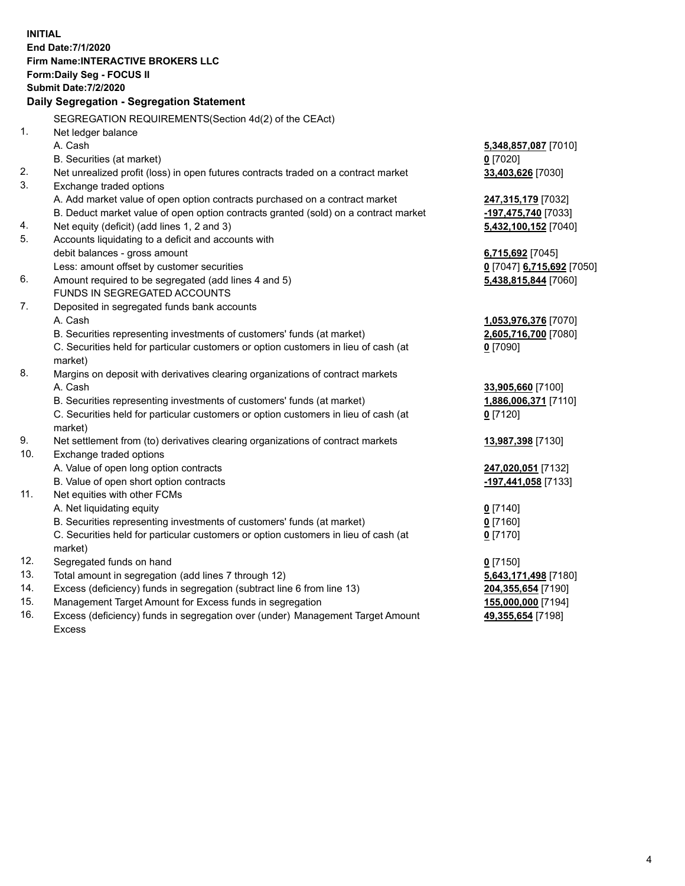**INITIAL**
**End Date:7/1/2020**
**Firm Name:INTERACTIVE BROKERS LLC**
**Form:Daily Seg - FOCUS II**
**Submit Date:7/2/2020**

### Daily Segregation - Segregation Statement

SEGREGATION REQUIREMENTS(Section 4d(2) of the CEAct)

| | | |
|---|---|---|
| 1. | Net ledger balance | |
| | A. Cash | **5,348,857,087** [7010] |
| | B. Securities (at market) | **0** [7020] |
| 2. | Net unrealized profit (loss) in open futures contracts traded on a contract market | **33,403,626** [7030] |
| 3. | Exchange traded options | |
| | A. Add market value of open option contracts purchased on a contract market | **247,315,179** [7032] |
| | B. Deduct market value of open option contracts granted (sold) on a contract market | **-197,475,740** [7033] |
| 4. | Net equity (deficit) (add lines 1, 2 and 3) | **5,432,100,152** [7040] |
| 5. | Accounts liquidating to a deficit and accounts with | |
| | debit balances - gross amount | **6,715,692** [7045] |
| | Less: amount offset by customer securities | **0** [7047] **6,715,692** [7050] |
| 6. | Amount required to be segregated (add lines 4 and 5) | **5,438,815,844** [7060] |
| | FUNDS IN SEGREGATED ACCOUNTS | |
| 7. | Deposited in segregated funds bank accounts | |
| | A. Cash | **1,053,976,376** [7070] |
| | B. Securities representing investments of customers' funds (at market) | **2,605,716,700** [7080] |
| | C. Securities held for particular customers or option customers in lieu of cash (at market) | **0** [7090] |
| 8. | Margins on deposit with derivatives clearing organizations of contract markets | |
| | A. Cash | **33,905,660** [7100] |
| | B. Securities representing investments of customers' funds (at market) | **1,886,006,371** [7110] |
| | C. Securities held for particular customers or option customers in lieu of cash (at market) | **0** [7120] |
| 9. | Net settlement from (to) derivatives clearing organizations of contract markets | **13,987,398** [7130] |
| 10. | Exchange traded options | |
| | A. Value of open long option contracts | **247,020,051** [7132] |
| | B. Value of open short option contracts | **-197,441,058** [7133] |
| 11. | Net equities with other FCMs | |
| | A. Net liquidating equity | **0** [7140] |
| | B. Securities representing investments of customers' funds (at market) | **0** [7160] |
| | C. Securities held for particular customers or option customers in lieu of cash (at market) | **0** [7170] |
| 12. | Segregated funds on hand | **0** [7150] |
| 13. | Total amount in segregation (add lines 7 through 12) | **5,643,171,498** [7180] |
| 14. | Excess (deficiency) funds in segregation (subtract line 6 from line 13) | **204,355,654** [7190] |
| 15. | Management Target Amount for Excess funds in segregation | **155,000,000** [7194] |
| 16. | Excess (deficiency) funds in segregation over (under) Management Target Amount Excess | **49,355,654** [7198] |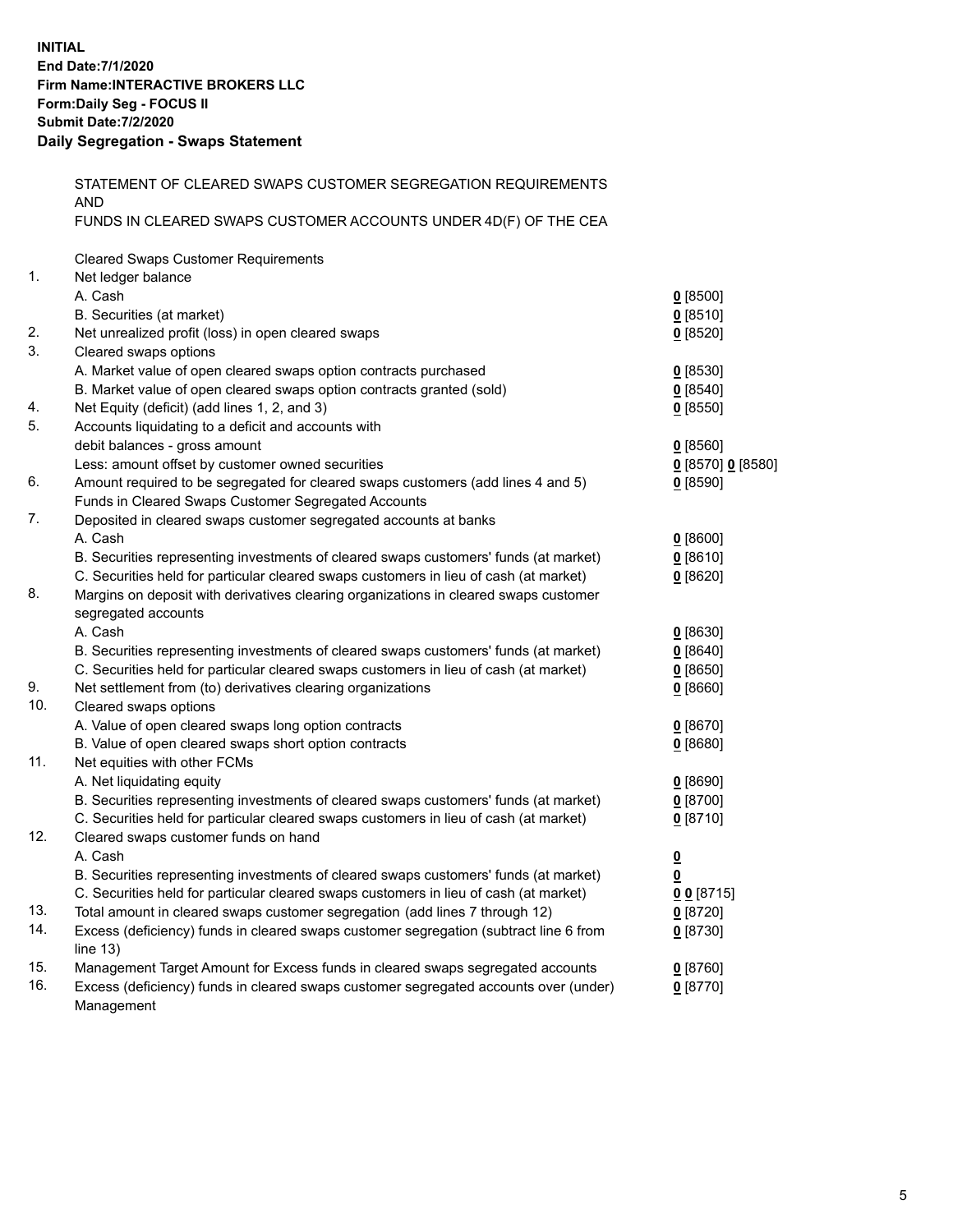**INITIAL**
**End Date:7/1/2020**
**Firm Name:INTERACTIVE BROKERS LLC**
**Form:Daily Seg - FOCUS II**
**Submit Date:7/2/2020**
**Daily Segregation - Swaps Statement**

STATEMENT OF CLEARED SWAPS CUSTOMER SEGREGATION REQUIREMENTS AND FUNDS IN CLEARED SWAPS CUSTOMER ACCOUNTS UNDER 4D(F) OF THE CEA

| | | |
|---|---|---|
| | Cleared Swaps Customer Requirements | |
| 1. | Net ledger balance | |
| | A. Cash | 0 [8500] |
| | B. Securities (at market) | 0 [8510] |
| 2. | Net unrealized profit (loss) in open cleared swaps | 0 [8520] |
| 3. | Cleared swaps options | |
| | A. Market value of open cleared swaps option contracts purchased | 0 [8530] |
| | B. Market value of open cleared swaps option contracts granted (sold) | 0 [8540] |
| 4. | Net Equity (deficit) (add lines 1, 2, and 3) | 0 [8550] |
| 5. | Accounts liquidating to a deficit and accounts with debit balances - gross amount | 0 [8560] |
| | Less: amount offset by customer owned securities | 0 [8570] 0 [8580] |
| 6. | Amount required to be segregated for cleared swaps customers (add lines 4 and 5) | 0 [8590] |
| | Funds in Cleared Swaps Customer Segregated Accounts | |
| 7. | Deposited in cleared swaps customer segregated accounts at banks | |
| | A. Cash | 0 [8600] |
| | B. Securities representing investments of cleared swaps customers' funds (at market) | 0 [8610] |
| | C. Securities held for particular cleared swaps customers in lieu of cash (at market) | 0 [8620] |
| 8. | Margins on deposit with derivatives clearing organizations in cleared swaps customer segregated accounts | |
| | A. Cash | 0 [8630] |
| | B. Securities representing investments of cleared swaps customers' funds (at market) | 0 [8640] |
| | C. Securities held for particular cleared swaps customers in lieu of cash (at market) | 0 [8650] |
| 9. | Net settlement from (to) derivatives clearing organizations | 0 [8660] |
| 10. | Cleared swaps options | |
| | A. Value of open cleared swaps long option contracts | 0 [8670] |
| | B. Value of open cleared swaps short option contracts | 0 [8680] |
| 11. | Net equities with other FCMs | |
| | A. Net liquidating equity | 0 [8690] |
| | B. Securities representing investments of cleared swaps customers' funds (at market) | 0 [8700] |
| | C. Securities held for particular cleared swaps customers in lieu of cash (at market) | 0 [8710] |
| 12. | Cleared swaps customer funds on hand | |
| | A. Cash | 0 |
| | B. Securities representing investments of cleared swaps customers' funds (at market) | 0 |
| | C. Securities held for particular cleared swaps customers in lieu of cash (at market) | 0 0 [8715] |
| 13. | Total amount in cleared swaps customer segregation (add lines 7 through 12) | 0 [8720] |
| 14. | Excess (deficiency) funds in cleared swaps customer segregation (subtract line 6 from line 13) | 0 [8730] |
| 15. | Management Target Amount for Excess funds in cleared swaps segregated accounts | 0 [8760] |
| 16. | Excess (deficiency) funds in cleared swaps customer segregated accounts over (under) Management | 0 [8770] |